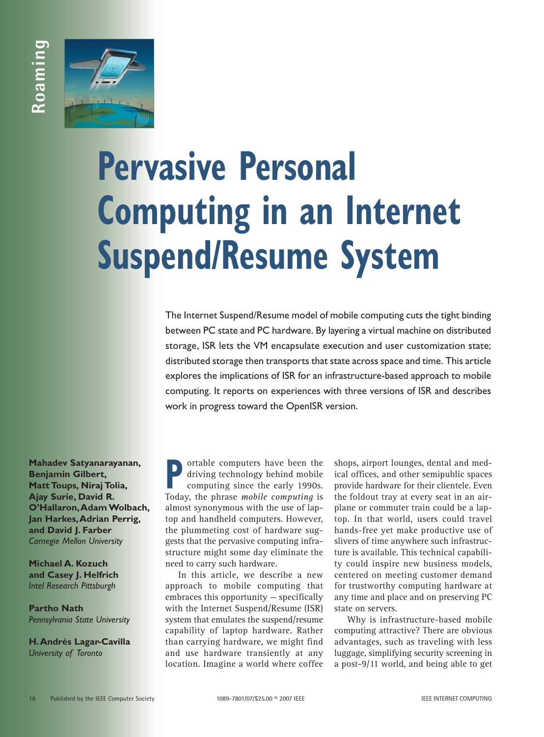Roaming

# Pervasive Personal Computing in an Internet Suspend/Resume System

The Internet Suspend/Resume model of mobile computing cuts the tight binding between PC state and PC hardware. By layering a virtual machine on distributed storage, ISR lets the VM encapsulate execution and user customization state; distributed storage then transports that state across space and time. This article explores the implications of ISR for an infrastructure-based approach to mobile computing. It reports on experiences with three versions of ISR and describes work in progress toward the OpenISR version.

**Mahadev Satyanarayanan, Benjamin Gilbert, Matt Toups, Niraj Tolia, Ajay Surie, David R. O'Hallaron, Adam Wolbach, Jan Harkes, Adrian Perrig, and David J. Farber**
*Carnegie Mellon University*

**Michael A. Kozuch and Casey J. Helfrich**
*Intel Research Pittsburgh*

**Partho Nath**
*Pennsylvania State University*

**H. Andrés Lagar-Cavilla**
*University of Toronto*

Portable computers have been the driving technology behind mobile computing since the early 1990s. Today, the phrase *mobile computing* is almost synonymous with the use of laptop and handheld computers. However, the plummeting cost of hardware suggests that the pervasive computing infrastructure might some day eliminate the need to carry such hardware.

In this article, we describe a new approach to mobile computing that embraces this opportunity — specifically with the Internet Suspend/Resume (ISR) system that emulates the suspend/resume capability of laptop hardware. Rather than carrying hardware, we might find and use hardware transiently at any location. Imagine a world where coffee shops, airport lounges, dental and medical offices, and other semipublic spaces provide hardware for their clientele. Even the foldout tray at every seat in an airplane or commuter train could be a laptop. In that world, users could travel hands-free yet make productive use of slivers of time anywhere such infrastructure is available. This technical capability could inspire new business models, centered on meeting customer demand for trustworthy computing hardware at any time and place and on preserving PC state on servers.

Why is infrastructure-based mobile computing attractive? There are obvious advantages, such as traveling with less luggage, simplifying security screening in a post-9/11 world, and being able to get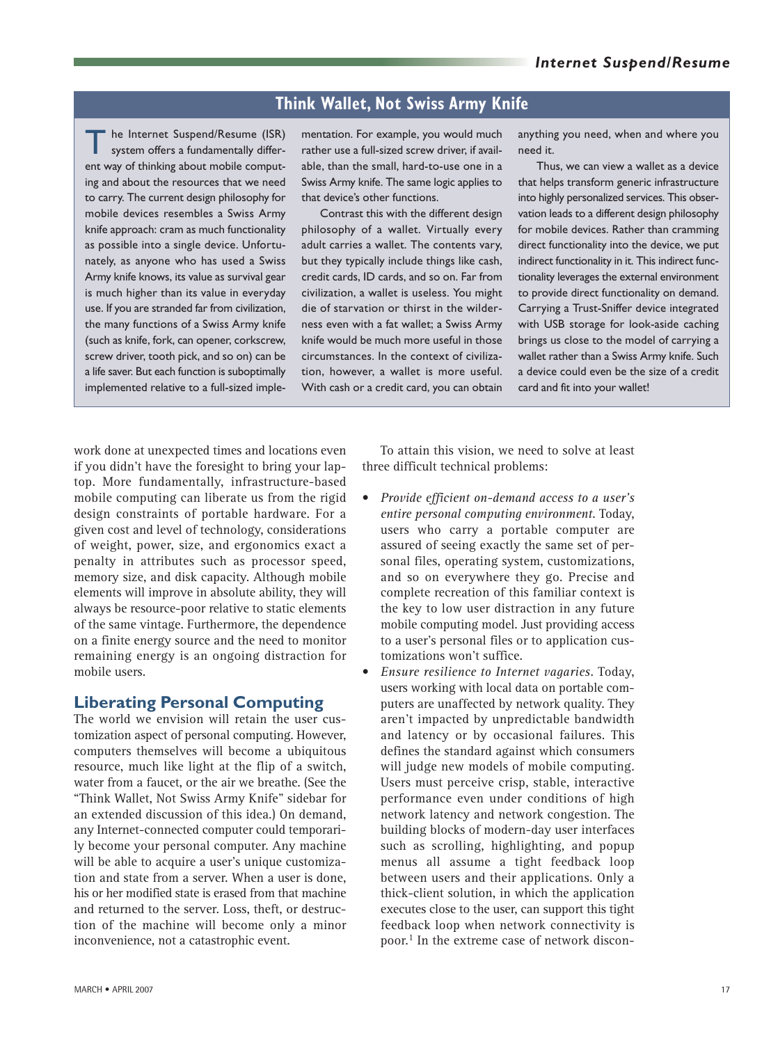## Think Wallet, Not Swiss Army Knife

The Internet Suspend/Resume (ISR) system offers a fundamentally different way of thinking about mobile computing and about the resources that we need to carry. The current design philosophy for mobile devices resembles a Swiss Army knife approach: cram as much functionality as possible into a single device. Unfortunately, as anyone who has used a Swiss Army knife knows, its value as survival gear is much higher than its value in everyday use. If you are stranded far from civilization, the many functions of a Swiss Army knife (such as knife, fork, can opener, corkscrew, screw driver, tooth pick, and so on) can be a life saver. But each function is suboptimally implemented relative to a full-sized implementation. For example, you would much rather use a full-sized screw driver, if available, than the small, hard-to-use one in a Swiss Army knife. The same logic applies to that device's other functions.

Contrast this with the different design philosophy of a wallet. Virtually every adult carries a wallet. The contents vary, but they typically include things like cash, credit cards, ID cards, and so on. Far from civilization, a wallet is useless. You might die of starvation or thirst in the wilderness even with a fat wallet; a Swiss Army knife would be much more useful in those circumstances. In the context of civilization, however, a wallet is more useful. With cash or a credit card, you can obtain anything you need, when and where you need it.

Thus, we can view a wallet as a device that helps transform generic infrastructure into highly personalized services. This observation leads to a different design philosophy for mobile devices. Rather than cramming direct functionality into the device, we put indirect functionality in it. This indirect functionality leverages the external environment to provide direct functionality on demand. Carrying a Trust-Sniffer device integrated with USB storage for look-aside caching brings us close to the model of carrying a wallet rather than a Swiss Army knife. Such a device could even be the size of a credit card and fit into your wallet!

---

work done at unexpected times and locations even if you didn't have the foresight to bring your laptop. More fundamentally, infrastructure-based mobile computing can liberate us from the rigid design constraints of portable hardware. For a given cost and level of technology, considerations of weight, power, size, and ergonomics exact a penalty in attributes such as processor speed, memory size, and disk capacity. Although mobile elements will improve in absolute ability, they will always be resource-poor relative to static elements of the same vintage. Furthermore, the dependence on a finite energy source and the need to monitor remaining energy is an ongoing distraction for mobile users.

## Liberating Personal Computing

The world we envision will retain the user customization aspect of personal computing. However, computers themselves will become a ubiquitous resource, much like light at the flip of a switch, water from a faucet, or the air we breathe. (See the "Think Wallet, Not Swiss Army Knife" sidebar for an extended discussion of this idea.) On demand, any Internet-connected computer could temporarily become your personal computer. Any machine will be able to acquire a user's unique customization and state from a server. When a user is done, his or her modified state is erased from that machine and returned to the server. Loss, theft, or destruction of the machine will become only a minor inconvenience, not a catastrophic event.

To attain this vision, we need to solve at least three difficult technical problems:

- *Provide efficient on-demand access to a user's entire personal computing environment.* Today, users who carry a portable computer are assured of seeing exactly the same set of personal files, operating system, customizations, and so on everywhere they go. Precise and complete recreation of this familiar context is the key to low user distraction in any future mobile computing model. Just providing access to a user's personal files or to application customizations won't suffice.
- *Ensure resilience to Internet vagaries.* Today, users working with local data on portable computers are unaffected by network quality. They aren't impacted by unpredictable bandwidth and latency or by occasional failures. This defines the standard against which consumers will judge new models of mobile computing. Users must perceive crisp, stable, interactive performance even under conditions of high network latency and network congestion. The building blocks of modern-day user interfaces such as scrolling, highlighting, and popup menus all assume a tight feedback loop between users and their applications. Only a thick-client solution, in which the application executes close to the user, can support this tight feedback loop when network connectivity is poor.[1] In the extreme case of network discon-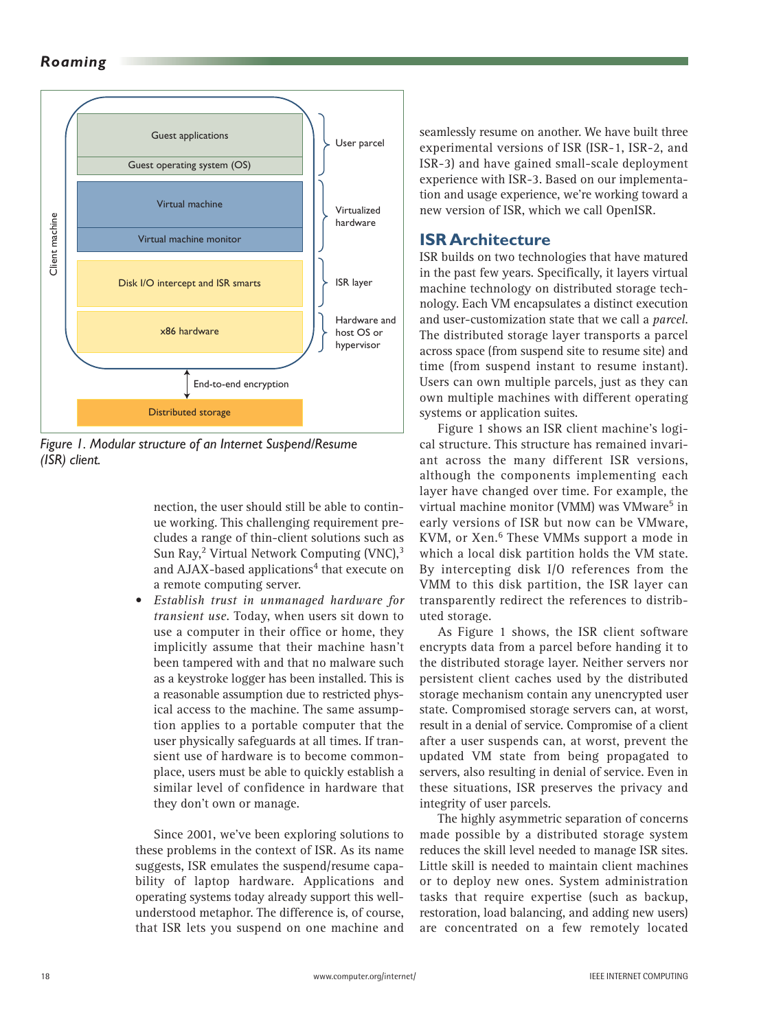Figure 1. Modular structure of an Internet Suspend/Resume (ISR) client.

nection, the user should still be able to continue working. This challenging requirement precludes a range of thin-client solutions such as Sun Ray,[2] Virtual Network Computing (VNC),[3] and AJAX-based applications[4] that execute on a remote computing server.

- *Establish trust in unmanaged hardware for transient use.* Today, when users sit down to use a computer in their office or home, they implicitly assume that their machine hasn't been tampered with and that no malware such as a keystroke logger has been installed. This is a reasonable assumption due to restricted physical access to the machine. The same assumption applies to a portable computer that the user physically safeguards at all times. If transient use of hardware is to become commonplace, users must be able to quickly establish a similar level of confidence in hardware that they don't own or manage.

Since 2001, we've been exploring solutions to these problems in the context of ISR. As its name suggests, ISR emulates the suspend/resume capability of laptop hardware. Applications and operating systems today already support this well-understood metaphor. The difference is, of course, that ISR lets you suspend on one machine and seamlessly resume on another. We have built three experimental versions of ISR (ISR-1, ISR-2, and ISR-3) and have gained small-scale deployment experience with ISR-3. Based on our implementation and usage experience, we're working toward a new version of ISR, which we call OpenISR.

## ISR Architecture

ISR builds on two technologies that have matured in the past few years. Specifically, it layers virtual machine technology on distributed storage technology. Each VM encapsulates a distinct execution and user-customization state that we call a *parcel*. The distributed storage layer transports a parcel across space (from suspend site to resume site) and time (from suspend instant to resume instant). Users can own multiple parcels, just as they can own multiple machines with different operating systems or application suites.

Figure 1 shows an ISR client machine's logical structure. This structure has remained invariant across the many different ISR versions, although the components implementing each layer have changed over time. For example, the virtual machine monitor (VMM) was VMware[5] in early versions of ISR but now can be VMware, KVM, or Xen.[6] These VMMs support a mode in which a local disk partition holds the VM state. By intercepting disk I/O references from the VMM to this disk partition, the ISR layer can transparently redirect the references to distributed storage.

As Figure 1 shows, the ISR client software encrypts data from a parcel before handing it to the distributed storage layer. Neither servers nor persistent client caches used by the distributed storage mechanism contain any unencrypted user state. Compromised storage servers can, at worst, result in a denial of service. Compromise of a client after a user suspends can, at worst, prevent the updated VM state from being propagated to servers, also resulting in denial of service. Even in these situations, ISR preserves the privacy and integrity of user parcels.

The highly asymmetric separation of concerns made possible by a distributed storage system reduces the skill level needed to manage ISR sites. Little skill is needed to maintain client machines or to deploy new ones. System administration tasks that require expertise (such as backup, restoration, load balancing, and adding new users) are concentrated on a few remotely located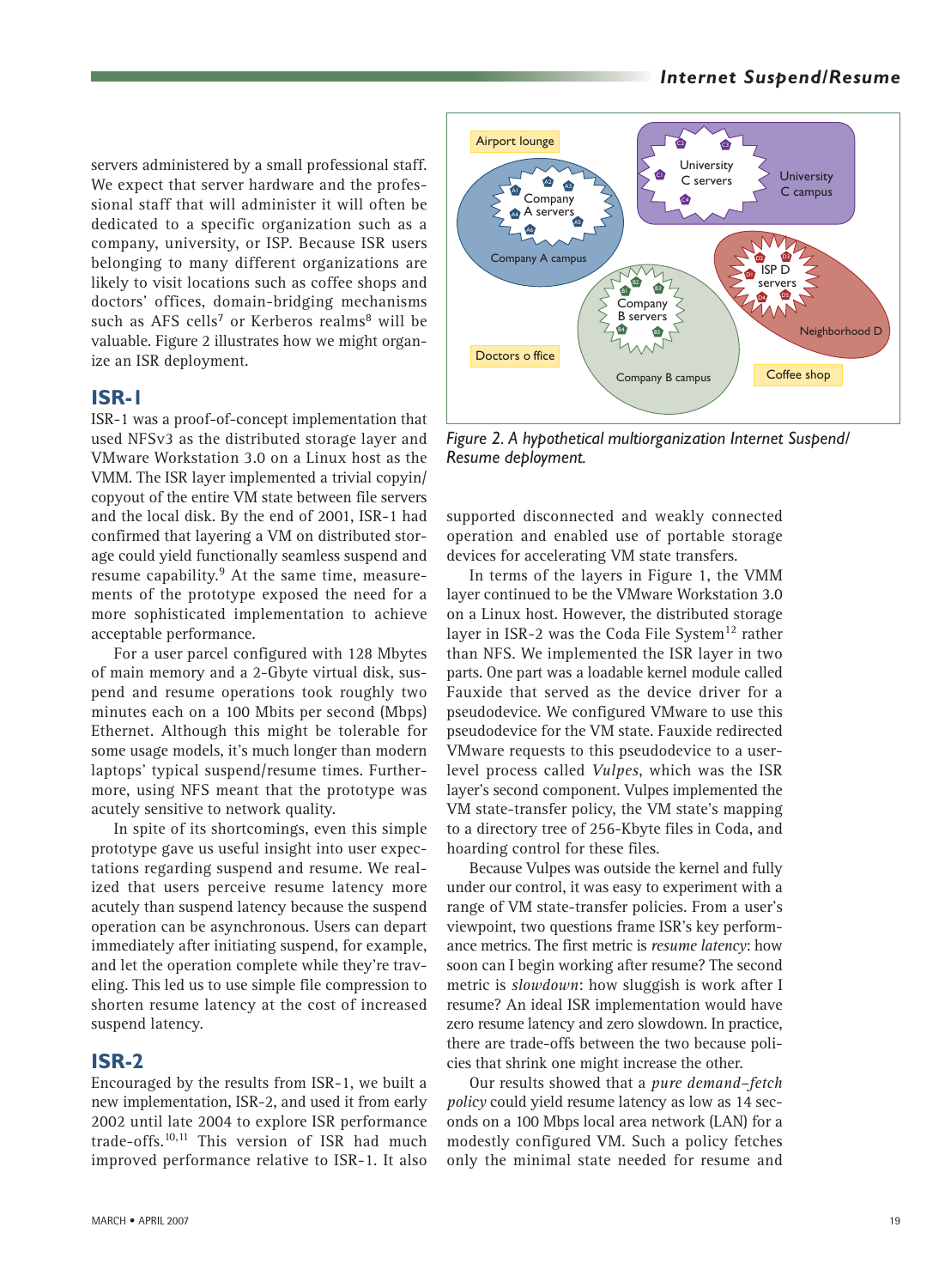servers administered by a small professional staff. We expect that server hardware and the professional staff that will administer it will often be dedicated to a specific organization such as a company, university, or ISP. Because ISR users belonging to many different organizations are likely to visit locations such as coffee shops and doctors' offices, domain-bridging mechanisms such as AFS cells[7] or Kerberos realms[8] will be valuable. Figure 2 illustrates how we might organize an ISR deployment.

Figure 2. A hypothetical multiorganization Internet Suspend/Resume deployment.

## ISR-1

ISR-1 was a proof-of-concept implementation that used NFSv3 as the distributed storage layer and VMware Workstation 3.0 on a Linux host as the VMM. The ISR layer implemented a trivial copyin/copyout of the entire VM state between file servers and the local disk. By the end of 2001, ISR-1 had confirmed that layering a VM on distributed storage could yield functionally seamless suspend and resume capability.[9] At the same time, measurements of the prototype exposed the need for a more sophisticated implementation to achieve acceptable performance.

For a user parcel configured with 128 Mbytes of main memory and a 2-Gbyte virtual disk, suspend and resume operations took roughly two minutes each on a 100 Mbits per second (Mbps) Ethernet. Although this might be tolerable for some usage models, it's much longer than modern laptops' typical suspend/resume times. Furthermore, using NFS meant that the prototype was acutely sensitive to network quality.

In spite of its shortcomings, even this simple prototype gave us useful insight into user expectations regarding suspend and resume. We realized that users perceive resume latency more acutely than suspend latency because the suspend operation can be asynchronous. Users can depart immediately after initiating suspend, for example, and let the operation complete while they're traveling. This led us to use simple file compression to shorten resume latency at the cost of increased suspend latency.

## ISR-2

Encouraged by the results from ISR-1, we built a new implementation, ISR-2, and used it from early 2002 until late 2004 to explore ISR performance trade-offs.[10,11] This version of ISR had much improved performance relative to ISR-1. It also supported disconnected and weakly connected operation and enabled use of portable storage devices for accelerating VM state transfers.

In terms of the layers in Figure 1, the VMM layer continued to be the VMware Workstation 3.0 on a Linux host. However, the distributed storage layer in ISR-2 was the Coda File System[12] rather than NFS. We implemented the ISR layer in two parts. One part was a loadable kernel module called Fauxide that served as the device driver for a pseudodevice. We configured VMware to use this pseudodevice for the VM state. Fauxide redirected VMware requests to this pseudodevice to a user-level process called *Vulpes*, which was the ISR layer's second component. Vulpes implemented the VM state-transfer policy, the VM state's mapping to a directory tree of 256-Kbyte files in Coda, and hoarding control for these files.

Because Vulpes was outside the kernel and fully under our control, it was easy to experiment with a range of VM state-transfer policies. From a user's viewpoint, two questions frame ISR's key performance metrics. The first metric is *resume latency*: how soon can I begin working after resume? The second metric is *slowdown*: how sluggish is work after I resume? An ideal ISR implementation would have zero resume latency and zero slowdown. In practice, there are trade-offs between the two because policies that shrink one might increase the other.

Our results showed that a *pure demand-fetch policy* could yield resume latency as low as 14 seconds on a 100 Mbps local area network (LAN) for a modestly configured VM. Such a policy fetches only the minimal state needed for resume and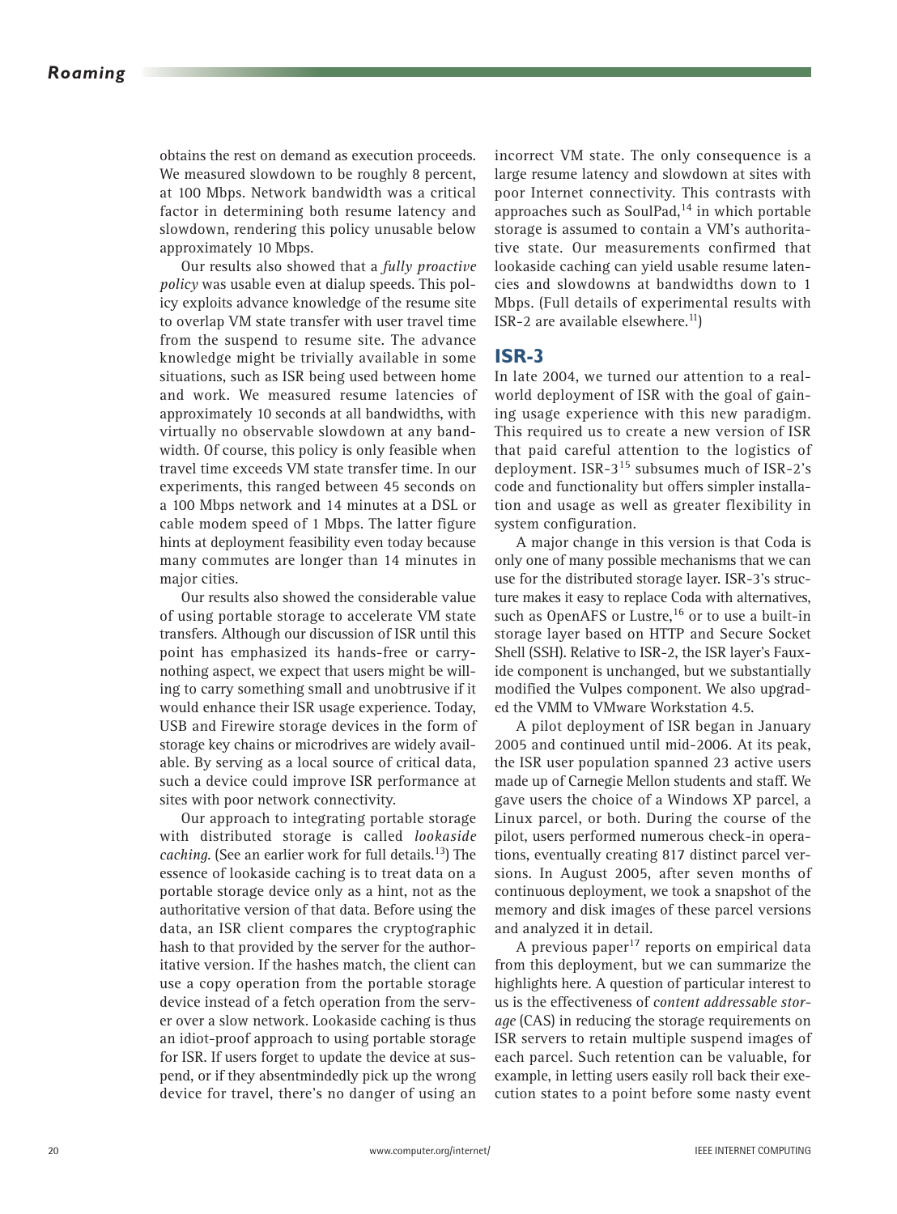obtains the rest on demand as execution proceeds. We measured slowdown to be roughly 8 percent, at 100 Mbps. Network bandwidth was a critical factor in determining both resume latency and slowdown, rendering this policy unusable below approximately 10 Mbps.

Our results also showed that a *fully proactive policy* was usable even at dialup speeds. This policy exploits advance knowledge of the resume site to overlap VM state transfer with user travel time from the suspend to resume site. The advance knowledge might be trivially available in some situations, such as ISR being used between home and work. We measured resume latencies of approximately 10 seconds at all bandwidths, with virtually no observable slowdown at any bandwidth. Of course, this policy is only feasible when travel time exceeds VM state transfer time. In our experiments, this ranged between 45 seconds on a 100 Mbps network and 14 minutes at a DSL or cable modem speed of 1 Mbps. The latter figure hints at deployment feasibility even today because many commutes are longer than 14 minutes in major cities.

Our results also showed the considerable value of using portable storage to accelerate VM state transfers. Although our discussion of ISR until this point has emphasized its hands-free or carry-nothing aspect, we expect that users might be willing to carry something small and unobtrusive if it would enhance their ISR usage experience. Today, USB and Firewire storage devices in the form of storage key chains or microdrives are widely available. By serving as a local source of critical data, such a device could improve ISR performance at sites with poor network connectivity.

Our approach to integrating portable storage with distributed storage is called *lookaside caching*. (See an earlier work for full details.[13]) The essence of lookaside caching is to treat data on a portable storage device only as a hint, not as the authoritative version of that data. Before using the data, an ISR client compares the cryptographic hash to that provided by the server for the authoritative version. If the hashes match, the client can use a copy operation from the portable storage device instead of a fetch operation from the server over a slow network. Lookaside caching is thus an idiot-proof approach to using portable storage for ISR. If users forget to update the device at suspend, or if they absentmindedly pick up the wrong device for travel, there's no danger of using an incorrect VM state. The only consequence is a large resume latency and slowdown at sites with poor Internet connectivity. This contrasts with approaches such as SoulPad,[14] in which portable storage is assumed to contain a VM's authoritative state. Our measurements confirmed that lookaside caching can yield usable resume latencies and slowdowns at bandwidths down to 1 Mbps. (Full details of experimental results with ISR-2 are available elsewhere.[11])

## ISR-3

In late 2004, we turned our attention to a real-world deployment of ISR with the goal of gaining usage experience with this new paradigm. This required us to create a new version of ISR that paid careful attention to the logistics of deployment. ISR-3[15] subsumes much of ISR-2's code and functionality but offers simpler installation and usage as well as greater flexibility in system configuration.

A major change in this version is that Coda is only one of many possible mechanisms that we can use for the distributed storage layer. ISR-3's structure makes it easy to replace Coda with alternatives, such as OpenAFS or Lustre,[16] or to use a built-in storage layer based on HTTP and Secure Socket Shell (SSH). Relative to ISR-2, the ISR layer's Fauxide component is unchanged, but we substantially modified the Vulpes component. We also upgraded the VMM to VMware Workstation 4.5.

A pilot deployment of ISR began in January 2005 and continued until mid-2006. At its peak, the ISR user population spanned 23 active users made up of Carnegie Mellon students and staff. We gave users the choice of a Windows XP parcel, a Linux parcel, or both. During the course of the pilot, users performed numerous check-in operations, eventually creating 817 distinct parcel versions. In August 2005, after seven months of continuous deployment, we took a snapshot of the memory and disk images of these parcel versions and analyzed it in detail.

A previous paper[17] reports on empirical data from this deployment, but we can summarize the highlights here. A question of particular interest to us is the effectiveness of *content addressable storage* (CAS) in reducing the storage requirements on ISR servers to retain multiple suspend images of each parcel. Such retention can be valuable, for example, in letting users easily roll back their execution states to a point before some nasty event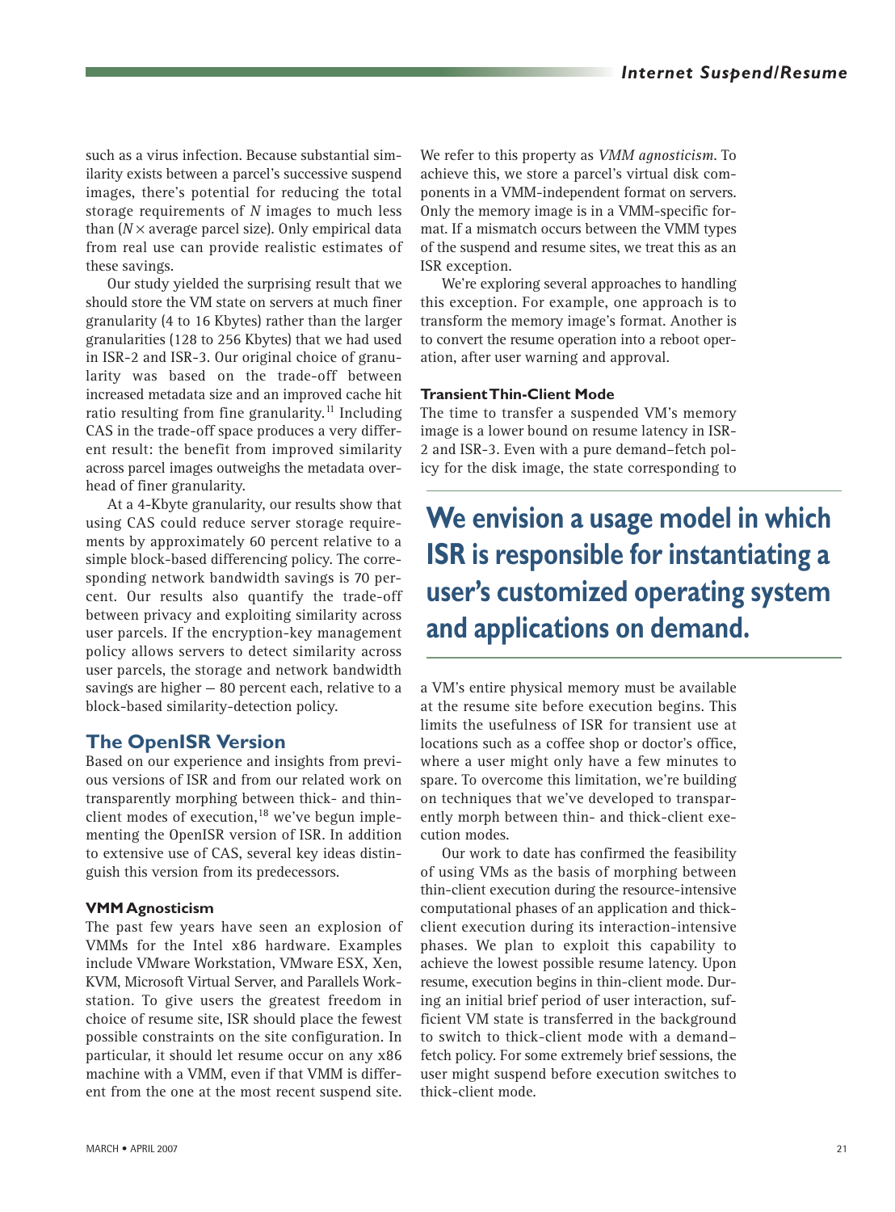such as a virus infection. Because substantial similarity exists between a parcel's successive suspend images, there's potential for reducing the total storage requirements of $N$ images to much less than ($N \times$ average parcel size). Only empirical data from real use can provide realistic estimates of these savings.

Our study yielded the surprising result that we should store the VM state on servers at much finer granularity (4 to 16 Kbytes) rather than the larger granularities (128 to 256 Kbytes) that we had used in ISR-2 and ISR-3. Our original choice of granularity was based on the trade-off between increased metadata size and an improved cache hit ratio resulting from fine granularity.[11] Including CAS in the trade-off space produces a very different result: the benefit from improved similarity across parcel images outweighs the metadata overhead of finer granularity.

At a 4-Kbyte granularity, our results show that using CAS could reduce server storage requirements by approximately 60 percent relative to a simple block-based differencing policy. The corresponding network bandwidth savings is 70 percent. Our results also quantify the trade-off between privacy and exploiting similarity across user parcels. If the encryption-key management policy allows servers to detect similarity across user parcels, the storage and network bandwidth savings are higher — 80 percent each, relative to a block-based similarity-detection policy.

## The OpenISR Version

Based on our experience and insights from previous versions of ISR and from our related work on transparently morphing between thick- and thin-client modes of execution,[18] we've begun implementing the OpenISR version of ISR. In addition to extensive use of CAS, several key ideas distinguish this version from its predecessors.

### VMM Agnosticism

The past few years have seen an explosion of VMMs for the Intel x86 hardware. Examples include VMware Workstation, VMware ESX, Xen, KVM, Microsoft Virtual Server, and Parallels Workstation. To give users the greatest freedom in choice of resume site, ISR should place the fewest possible constraints on the site configuration. In particular, it should let resume occur on any x86 machine with a VMM, even if that VMM is different from the one at the most recent suspend site. We refer to this property as *VMM agnosticism*. To achieve this, we store a parcel's virtual disk components in a VMM-independent format on servers. Only the memory image is in a VMM-specific format. If a mismatch occurs between the VMM types of the suspend and resume sites, we treat this as an ISR exception.

We're exploring several approaches to handling this exception. For example, one approach is to transform the memory image's format. Another is to convert the resume operation into a reboot operation, after user warning and approval.

### Transient Thin-Client Mode

The time to transfer a suspended VM's memory image is a lower bound on resume latency in ISR-2 and ISR-3. Even with a pure demand–fetch policy for the disk image, the state corresponding to a VM's entire physical memory must be available at the resume site before execution begins. This limits the usefulness of ISR for transient use at locations such as a coffee shop or doctor's office, where a user might only have a few minutes to spare. To overcome this limitation, we're building on techniques that we've developed to transparently morph between thin- and thick-client execution modes.

> **We envision a usage model in which ISR is responsible for instantiating a user's customized operating system and applications on demand.**

Our work to date has confirmed the feasibility of using VMs as the basis of morphing between thin-client execution during the resource-intensive computational phases of an application and thick-client execution during its interaction-intensive phases. We plan to exploit this capability to achieve the lowest possible resume latency. Upon resume, execution begins in thin-client mode. During an initial brief period of user interaction, sufficient VM state is transferred in the background to switch to thick-client mode with a demand–fetch policy. For some extremely brief sessions, the user might suspend before execution switches to thick-client mode.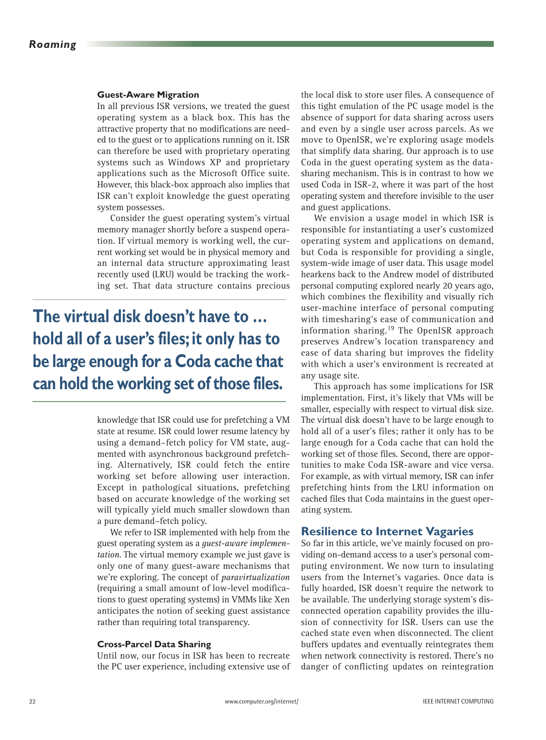### Guest-Aware Migration

In all previous ISR versions, we treated the guest operating system as a black box. This has the attractive property that no modifications are needed to the guest or to applications running on it. ISR can therefore be used with proprietary operating systems such as Windows XP and proprietary applications such as the Microsoft Office suite. However, this black-box approach also implies that ISR can't exploit knowledge the guest operating system possesses.

Consider the guest operating system's virtual memory manager shortly before a suspend operation. If virtual memory is working well, the current working set would be in physical memory and an internal data structure approximating least recently used (LRU) would be tracking the working set. That data structure contains precious knowledge that ISR could use for prefetching a VM state at resume. ISR could lower resume latency by using a demand–fetch policy for VM state, augmented with asynchronous background prefetching. Alternatively, ISR could fetch the entire working set before allowing user interaction. Except in pathological situations, prefetching based on accurate knowledge of the working set will typically yield much smaller slowdown than a pure demand–fetch policy.

We refer to ISR implemented with help from the guest operating system as a *guest-aware implementation*. The virtual memory example we just gave is only one of many guest-aware mechanisms that we're exploring. The concept of *paravirtualization* (requiring a small amount of low-level modifications to guest operating systems) in VMMs like Xen anticipates the notion of seeking guest assistance rather than requiring total transparency.

**The virtual disk doesn't have to … hold all of a user's files; it only has to be large enough for a Coda cache that can hold the working set of those files.**

### Cross-Parcel Data Sharing

Until now, our focus in ISR has been to recreate the PC user experience, including extensive use of the local disk to store user files. A consequence of this tight emulation of the PC usage model is the absence of support for data sharing across users and even by a single user across parcels. As we move to OpenISR, we're exploring usage models that simplify data sharing. Our approach is to use Coda in the guest operating system as the data-sharing mechanism. This is in contrast to how we used Coda in ISR-2, where it was part of the host operating system and therefore invisible to the user and guest applications.

We envision a usage model in which ISR is responsible for instantiating a user's customized operating system and applications on demand, but Coda is responsible for providing a single, system-wide image of user data. This usage model hearkens back to the Andrew model of distributed personal computing explored nearly 20 years ago, which combines the flexibility and visually rich user-machine interface of personal computing with timesharing's ease of communication and information sharing.[19] The OpenISR approach preserves Andrew's location transparency and ease of data sharing but improves the fidelity with which a user's environment is recreated at any usage site.

This approach has some implications for ISR implementation. First, it's likely that VMs will be smaller, especially with respect to virtual disk size. The virtual disk doesn't have to be large enough to hold all of a user's files; rather it only has to be large enough for a Coda cache that can hold the working set of those files. Second, there are opportunities to make Coda ISR-aware and vice versa. For example, as with virtual memory, ISR can infer prefetching hints from the LRU information on cached files that Coda maintains in the guest operating system.

## Resilience to Internet Vagaries

So far in this article, we've mainly focused on providing on-demand access to a user's personal computing environment. We now turn to insulating users from the Internet's vagaries. Once data is fully hoarded, ISR doesn't require the network to be available. The underlying storage system's disconnected operation capability provides the illusion of connectivity for ISR. Users can use the cached state even when disconnected. The client buffers updates and eventually reintegrates them when network connectivity is restored. There's no danger of conflicting updates on reintegration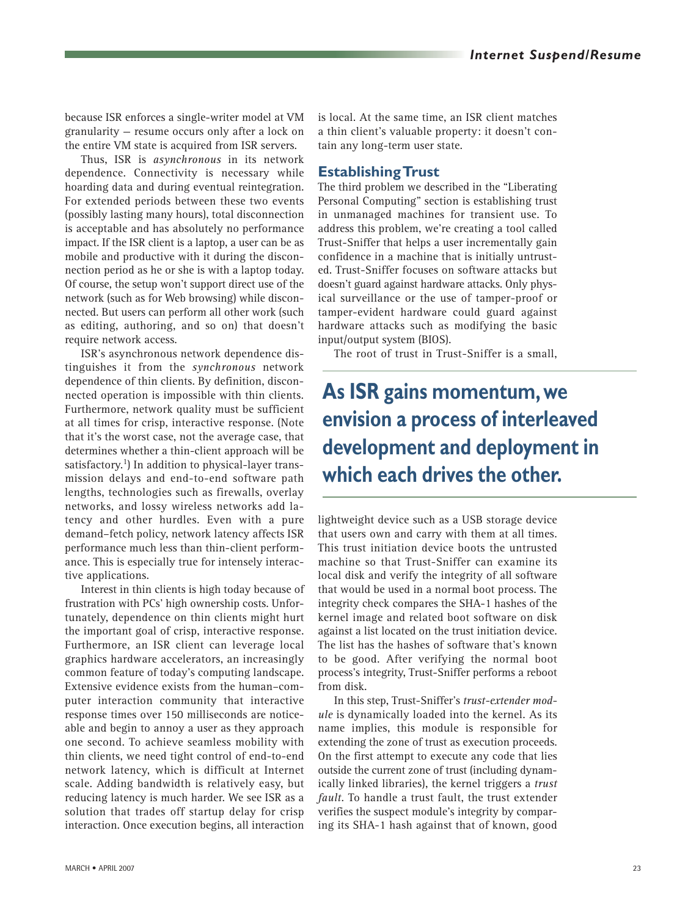because ISR enforces a single-writer model at VM granularity — resume occurs only after a lock on the entire VM state is acquired from ISR servers.

Thus, ISR is *asynchronous* in its network dependence. Connectivity is necessary while hoarding data and during eventual reintegration. For extended periods between these two events (possibly lasting many hours), total disconnection is acceptable and has absolutely no performance impact. If the ISR client is a laptop, a user can be as mobile and productive with it during the disconnection period as he or she is with a laptop today. Of course, the setup won't support direct use of the network (such as for Web browsing) while disconnected. But users can perform all other work (such as editing, authoring, and so on) that doesn't require network access.

ISR's asynchronous network dependence distinguishes it from the *synchronous* network dependence of thin clients. By definition, disconnected operation is impossible with thin clients. Furthermore, network quality must be sufficient at all times for crisp, interactive response. (Note that it's the worst case, not the average case, that determines whether a thin-client approach will be satisfactory.[1]) In addition to physical-layer transmission delays and end-to-end software path lengths, technologies such as firewalls, overlay networks, and lossy wireless networks add latency and other hurdles. Even with a pure demand–fetch policy, network latency affects ISR performance much less than thin-client performance. This is especially true for intensely interactive applications.

Interest in thin clients is high today because of frustration with PCs' high ownership costs. Unfortunately, dependence on thin clients might hurt the important goal of crisp, interactive response. Furthermore, an ISR client can leverage local graphics hardware accelerators, an increasingly common feature of today's computing landscape. Extensive evidence exists from the human–computer interaction community that interactive response times over 150 milliseconds are noticeable and begin to annoy a user as they approach one second. To achieve seamless mobility with thin clients, we need tight control of end-to-end network latency, which is difficult at Internet scale. Adding bandwidth is relatively easy, but reducing latency is much harder. We see ISR as a solution that trades off startup delay for crisp interaction. Once execution begins, all interaction is local. At the same time, an ISR client matches a thin client's valuable property: it doesn't contain any long-term user state.

## Establishing Trust

The third problem we described in the "Liberating Personal Computing" section is establishing trust in unmanaged machines for transient use. To address this problem, we're creating a tool called Trust-Sniffer that helps a user incrementally gain confidence in a machine that is initially untrusted. Trust-Sniffer focuses on software attacks but doesn't guard against hardware attacks. Only physical surveillance or the use of tamper-proof or tamper-evident hardware could guard against hardware attacks such as modifying the basic input/output system (BIOS).

The root of trust in Trust-Sniffer is a small, lightweight device such as a USB storage device that users own and carry with them at all times. This trust initiation device boots the untrusted machine so that Trust-Sniffer can examine its local disk and verify the integrity of all software that would be used in a normal boot process. The integrity check compares the SHA-1 hashes of the kernel image and related boot software on disk against a list located on the trust initiation device. The list has the hashes of software that's known to be good. After verifying the normal boot process's integrity, Trust-Sniffer performs a reboot from disk.

> **As ISR gains momentum, we envision a process of interleaved development and deployment in which each drives the other.**

In this step, Trust-Sniffer's *trust-extender module* is dynamically loaded into the kernel. As its name implies, this module is responsible for extending the zone of trust as execution proceeds. On the first attempt to execute any code that lies outside the current zone of trust (including dynamically linked libraries), the kernel triggers a *trust fault*. To handle a trust fault, the trust extender verifies the suspect module's integrity by comparing its SHA-1 hash against that of known, good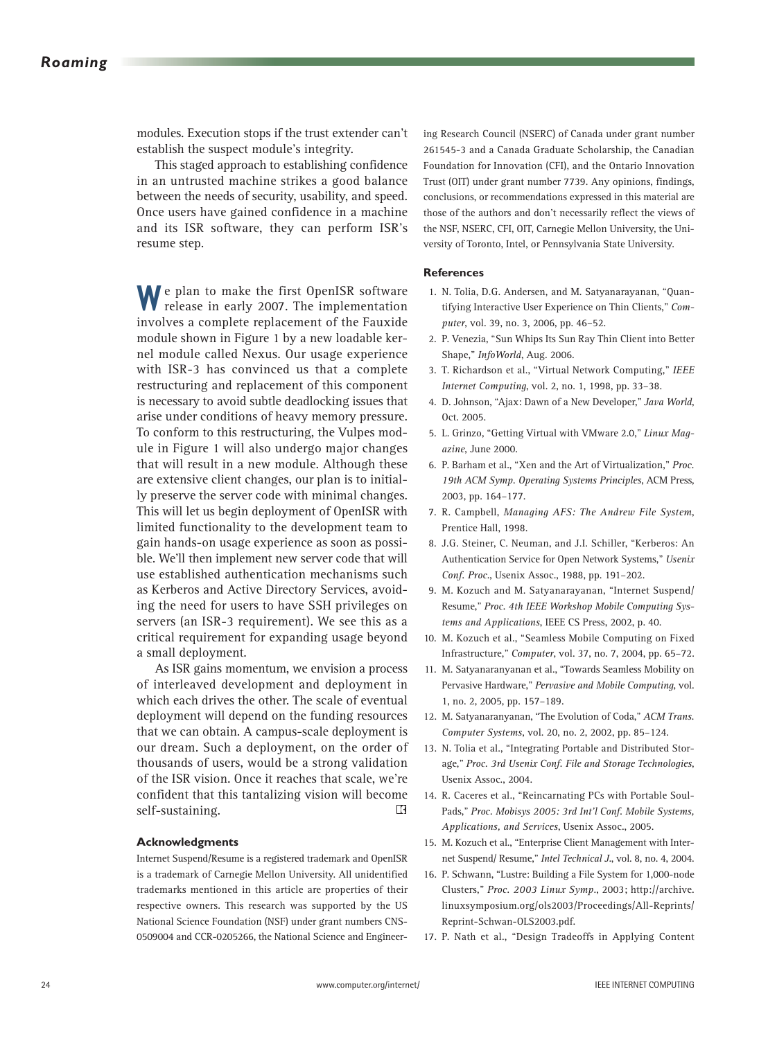modules. Execution stops if the trust extender can't establish the suspect module's integrity.

This staged approach to establishing confidence in an untrusted machine strikes a good balance between the needs of security, usability, and speed. Once users have gained confidence in a machine and its ISR software, they can perform ISR's resume step.

We plan to make the first OpenISR software release in early 2007. The implementation involves a complete replacement of the Fauxide module shown in Figure 1 by a new loadable kernel module called Nexus. Our usage experience with ISR-3 has convinced us that a complete restructuring and replacement of this component is necessary to avoid subtle deadlocking issues that arise under conditions of heavy memory pressure. To conform to this restructuring, the Vulpes module in Figure 1 will also undergo major changes that will result in a new module. Although these are extensive client changes, our plan is to initially preserve the server code with minimal changes. This will let us begin deployment of OpenISR with limited functionality to the development team to gain hands-on usage experience as soon as possible. We'll then implement new server code that will use established authentication mechanisms such as Kerberos and Active Directory Services, avoiding the need for users to have SSH privileges on servers (an ISR-3 requirement). We see this as a critical requirement for expanding usage beyond a small deployment.

As ISR gains momentum, we envision a process of interleaved development and deployment in which each drives the other. The scale of eventual deployment will depend on the funding resources that we can obtain. A campus-scale deployment is our dream. Such a deployment, on the order of thousands of users, would be a strong validation of the ISR vision. Once it reaches that scale, we're confident that this tantalizing vision will become self-sustaining.

#### Acknowledgments

Internet Suspend/Resume is a registered trademark and OpenISR is a trademark of Carnegie Mellon University. All unidentified trademarks mentioned in this article are properties of their respective owners. This research was supported by the US National Science Foundation (NSF) under grant numbers CNS-0509004 and CCR-0205266, the National Science and Engineering Research Council (NSERC) of Canada under grant number 261545-3 and a Canada Graduate Scholarship, the Canadian Foundation for Innovation (CFI), and the Ontario Innovation Trust (OIT) under grant number 7739. Any opinions, findings, conclusions, or recommendations expressed in this material are those of the authors and don't necessarily reflect the views of the NSF, NSERC, CFI, OIT, Carnegie Mellon University, the University of Toronto, Intel, or Pennsylvania State University.

#### References

1. N. Tolia, D.G. Andersen, and M. Satyanarayanan, "Quantifying Interactive User Experience on Thin Clients," *Computer*, vol. 39, no. 3, 2006, pp. 46–52.
2. P. Venezia, "Sun Whips Its Sun Ray Thin Client into Better Shape," *InfoWorld*, Aug. 2006.
3. T. Richardson et al., "Virtual Network Computing," *IEEE Internet Computing*, vol. 2, no. 1, 1998, pp. 33–38.
4. D. Johnson, "Ajax: Dawn of a New Developer," *Java World*, Oct. 2005.
5. L. Grinzo, "Getting Virtual with VMware 2.0," *Linux Magazine*, June 2000.
6. P. Barham et al., "Xen and the Art of Virtualization," *Proc. 19th ACM Symp. Operating Systems Principles*, ACM Press, 2003, pp. 164–177.
7. R. Campbell, *Managing AFS: The Andrew File System*, Prentice Hall, 1998.
8. J.G. Steiner, C. Neuman, and J.I. Schiller, "Kerberos: An Authentication Service for Open Network Systems," *Usenix Conf. Proc.*, Usenix Assoc., 1988, pp. 191–202.
9. M. Kozuch and M. Satyanarayanan, "Internet Suspend/Resume," *Proc. 4th IEEE Workshop Mobile Computing Systems and Applications*, IEEE CS Press, 2002, p. 40.
10. M. Kozuch et al., "Seamless Mobile Computing on Fixed Infrastructure," *Computer*, vol. 37, no. 7, 2004, pp. 65–72.
11. M. Satyanaranyanan et al., "Towards Seamless Mobility on Pervasive Hardware," *Pervasive and Mobile Computing*, vol. 1, no. 2, 2005, pp. 157–189.
12. M. Satyanaranyanan, "The Evolution of Coda," *ACM Trans. Computer Systems*, vol. 20, no. 2, 2002, pp. 85–124.
13. N. Tolia et al., "Integrating Portable and Distributed Storage," *Proc. 3rd Usenix Conf. File and Storage Technologies*, Usenix Assoc., 2004.
14. R. Caceres et al., "Reincarnating PCs with Portable SoulPads," *Proc. Mobisys 2005: 3rd Int'l Conf. Mobile Systems, Applications, and Services*, Usenix Assoc., 2005.
15. M. Kozuch et al., "Enterprise Client Management with Internet Suspend/Resume," *Intel Technical J.*, vol. 8, no. 4, 2004.
16. P. Schwann, "Lustre: Building a File System for 1,000-node Clusters," *Proc. 2003 Linux Symp.*, 2003; http://archive.linuxsymposium.org/ols2003/Proceedings/All-Reprints/Reprint-Schwan-OLS2003.pdf.
17. P. Nath et al., "Design Tradeoffs in Applying Content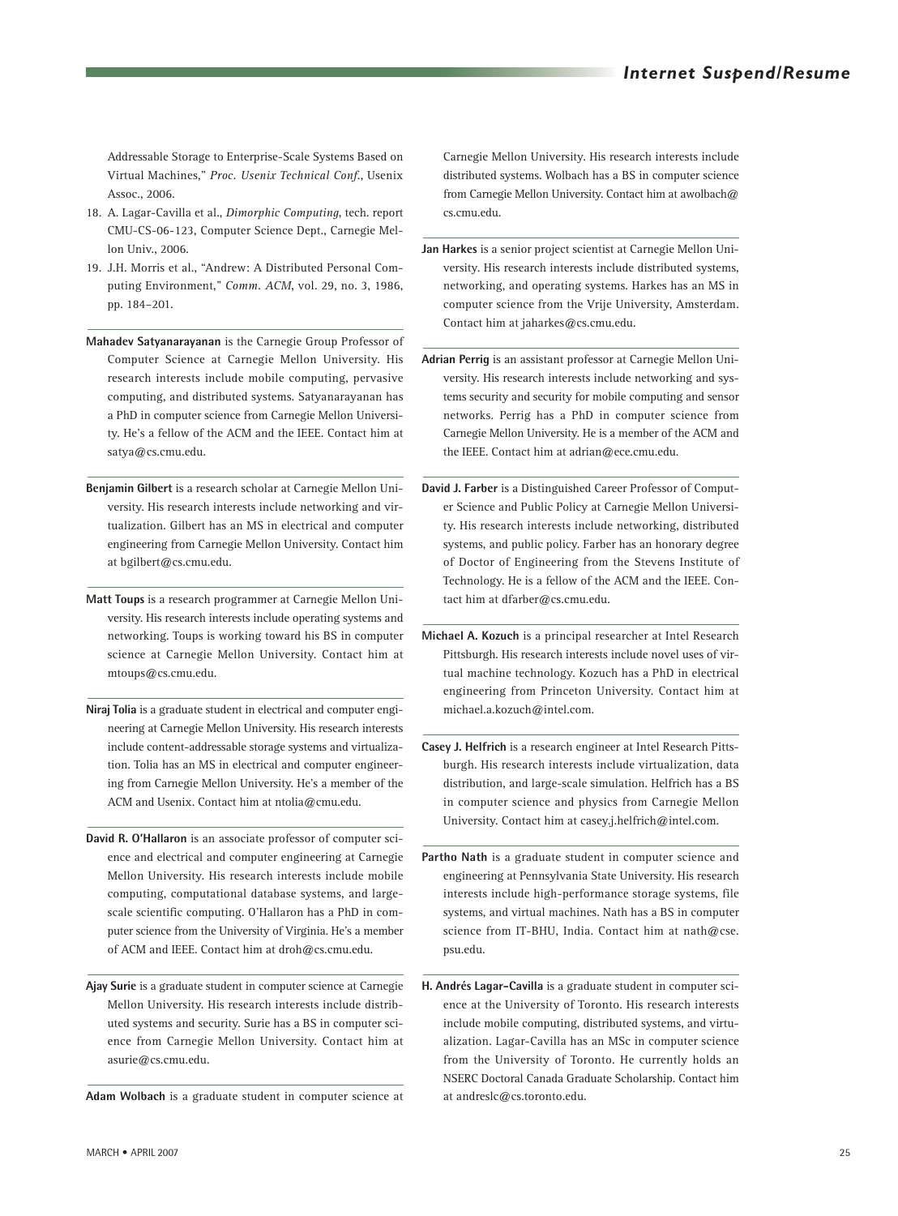Addressable Storage to Enterprise-Scale Systems Based on Virtual Machines," *Proc. Usenix Technical Conf.*, Usenix Assoc., 2006.

18. A. Lagar-Cavilla et al., *Dimorphic Computing*, tech. report CMU-CS-06-123, Computer Science Dept., Carnegie Mellon Univ., 2006.
19. J.H. Morris et al., "Andrew: A Distributed Personal Computing Environment," *Comm. ACM*, vol. 29, no. 3, 1986, pp. 184–201.

**Mahadev Satyanarayanan** is the Carnegie Group Professor of Computer Science at Carnegie Mellon University. His research interests include mobile computing, pervasive computing, and distributed systems. Satyanarayanan has a PhD in computer science from Carnegie Mellon University. He's a fellow of the ACM and the IEEE. Contact him at satya@cs.cmu.edu.

**Benjamin Gilbert** is a research scholar at Carnegie Mellon University. His research interests include networking and virtualization. Gilbert has an MS in electrical and computer engineering from Carnegie Mellon University. Contact him at bgilbert@cs.cmu.edu.

**Matt Toups** is a research programmer at Carnegie Mellon University. His research interests include operating systems and networking. Toups is working toward his BS in computer science at Carnegie Mellon University. Contact him at mtoups@cs.cmu.edu.

**Niraj Tolia** is a graduate student in electrical and computer engineering at Carnegie Mellon University. His research interests include content-addressable storage systems and virtualization. Tolia has an MS in electrical and computer engineering from Carnegie Mellon University. He's a member of the ACM and Usenix. Contact him at ntolia@cmu.edu.

**David R. O'Hallaron** is an associate professor of computer science and electrical and computer engineering at Carnegie Mellon University. His research interests include mobile computing, computational database systems, and large-scale scientific computing. O'Hallaron has a PhD in computer science from the University of Virginia. He's a member of ACM and IEEE. Contact him at droh@cs.cmu.edu.

**Ajay Surie** is a graduate student in computer science at Carnegie Mellon University. His research interests include distributed systems and security. Surie has a BS in computer science from Carnegie Mellon University. Contact him at asurie@cs.cmu.edu.

**Adam Wolbach** is a graduate student in computer science at Carnegie Mellon University. His research interests include distributed systems. Wolbach has a BS in computer science from Carnegie Mellon University. Contact him at awolbach@cs.cmu.edu.

**Jan Harkes** is a senior project scientist at Carnegie Mellon University. His research interests include distributed systems, networking, and operating systems. Harkes has an MS in computer science from the Vrije University, Amsterdam. Contact him at jaharkes@cs.cmu.edu.

**Adrian Perrig** is an assistant professor at Carnegie Mellon University. His research interests include networking and systems security and security for mobile computing and sensor networks. Perrig has a PhD in computer science from Carnegie Mellon University. He is a member of the ACM and the IEEE. Contact him at adrian@ece.cmu.edu.

**David J. Farber** is a Distinguished Career Professor of Computer Science and Public Policy at Carnegie Mellon University. His research interests include networking, distributed systems, and public policy. Farber has an honorary degree of Doctor of Engineering from the Stevens Institute of Technology. He is a fellow of the ACM and the IEEE. Contact him at dfarber@cs.cmu.edu.

**Michael A. Kozuch** is a principal researcher at Intel Research Pittsburgh. His research interests include novel uses of virtual machine technology. Kozuch has a PhD in electrical engineering from Princeton University. Contact him at michael.a.kozuch@intel.com.

**Casey J. Helfrich** is a research engineer at Intel Research Pittsburgh. His research interests include virtualization, data distribution, and large-scale simulation. Helfrich has a BS in computer science and physics from Carnegie Mellon University. Contact him at casey.j.helfrich@intel.com.

**Partho Nath** is a graduate student in computer science and engineering at Pennsylvania State University. His research interests include high-performance storage systems, file systems, and virtual machines. Nath has a BS in computer science from IT-BHU, India. Contact him at nath@cse.psu.edu.

**H. Andrés Lagar-Cavilla** is a graduate student in computer science at the University of Toronto. His research interests include mobile computing, distributed systems, and virtualization. Lagar-Cavilla has an MSc in computer science from the University of Toronto. He currently holds an NSERC Doctoral Canada Graduate Scholarship. Contact him at andreslc@cs.toronto.edu.